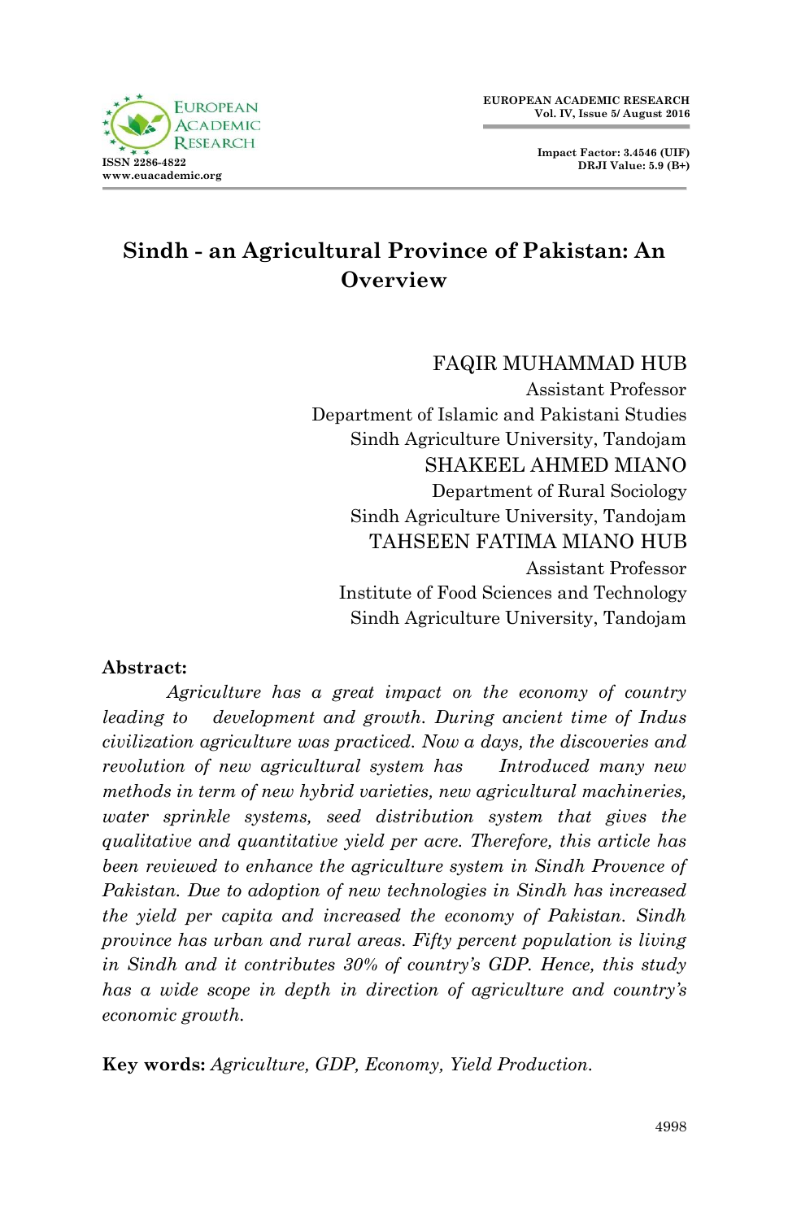# Sindh - an Agricultural Province of Pakistan: An Overview

FAQIR MUHAMMAD HUB
Assistant Professor
Department of Islamic and Pakistani Studies
Sindh Agriculture University, Tandojam

SHAKEEL AHMED MIANO
Department of Rural Sociology
Sindh Agriculture University, Tandojam

TAHSEEN FATIMA MIANO HUB
Assistant Professor
Institute of Food Sciences and Technology
Sindh Agriculture University, Tandojam

**Abstract:**

*Agriculture has a great impact on the economy of country leading to development and growth. During ancient time of Indus civilization agriculture was practiced. Now a days, the discoveries and revolution of new agricultural system has Introduced many new methods in term of new hybrid varieties, new agricultural machineries, water sprinkle systems, seed distribution system that gives the qualitative and quantitative yield per acre. Therefore, this article has been reviewed to enhance the agriculture system in Sindh Provence of Pakistan. Due to adoption of new technologies in Sindh has increased the yield per capita and increased the economy of Pakistan. Sindh province has urban and rural areas. Fifty percent population is living in Sindh and it contributes 30% of country's GDP. Hence, this study has a wide scope in depth in direction of agriculture and country's economic growth.*

**Key words:** *Agriculture, GDP, Economy, Yield Production.*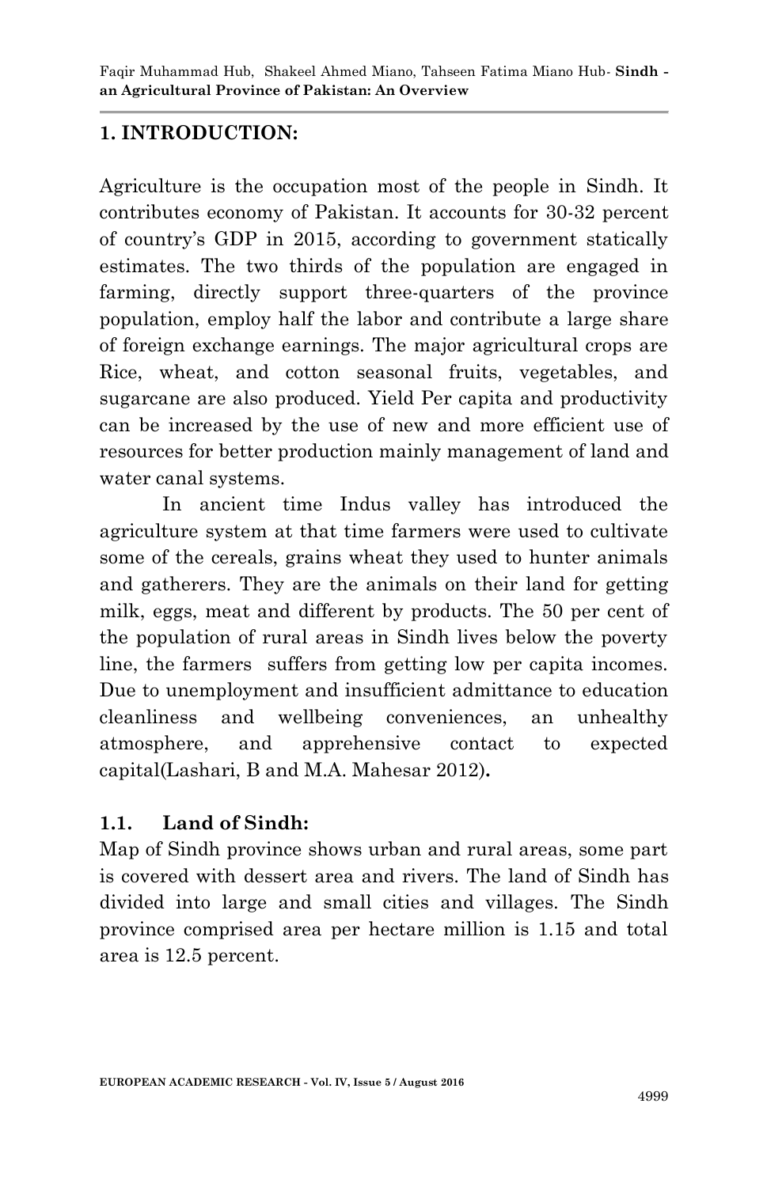## 1. INTRODUCTION:

Agriculture is the occupation most of the people in Sindh. It contributes economy of Pakistan. It accounts for 30-32 percent of country's GDP in 2015, according to government statically estimates. The two thirds of the population are engaged in farming, directly support three-quarters of the province population, employ half the labor and contribute a large share of foreign exchange earnings. The major agricultural crops are Rice, wheat, and cotton seasonal fruits, vegetables, and sugarcane are also produced. Yield Per capita and productivity can be increased by the use of new and more efficient use of resources for better production mainly management of land and water canal systems.

In ancient time Indus valley has introduced the agriculture system at that time farmers were used to cultivate some of the cereals, grains wheat they used to hunter animals and gatherers. They are the animals on their land for getting milk, eggs, meat and different by products. The 50 per cent of the population of rural areas in Sindh lives below the poverty line, the farmers suffers from getting low per capita incomes. Due to unemployment and insufficient admittance to education cleanliness and wellbeing conveniences, an unhealthy atmosphere, and apprehensive contact to expected capital(Lashari, B and M.A. Mahesar 2012)**.**

### 1.1. Land of Sindh:

Map of Sindh province shows urban and rural areas, some part is covered with dessert area and rivers. The land of Sindh has divided into large and small cities and villages. The Sindh province comprised area per hectare million is 1.15 and total area is 12.5 percent.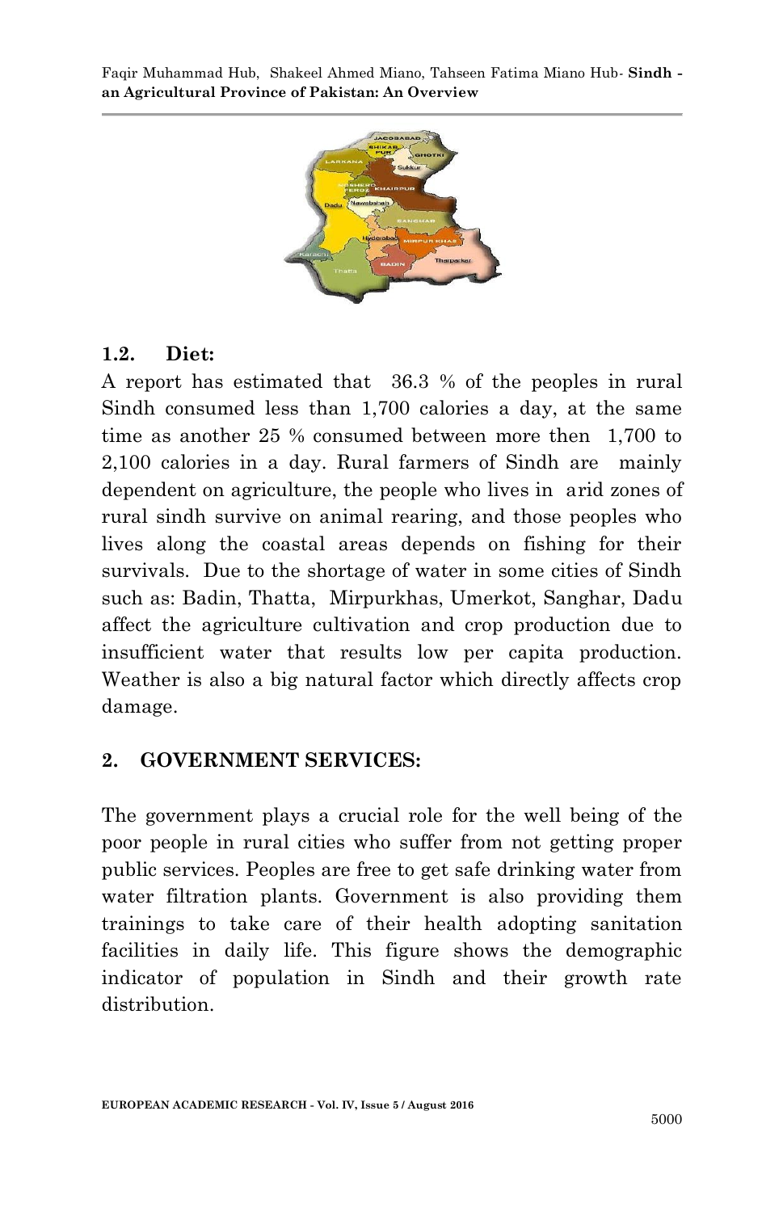## 1.2. Diet:

A report has estimated that 36.3 % of the peoples in rural Sindh consumed less than 1,700 calories a day, at the same time as another 25 % consumed between more then 1,700 to 2,100 calories in a day. Rural farmers of Sindh are mainly dependent on agriculture, the people who lives in arid zones of rural sindh survive on animal rearing, and those peoples who lives along the coastal areas depends on fishing for their survivals. Due to the shortage of water in some cities of Sindh such as: Badin, Thatta, Mirpurkhas, Umerkot, Sanghar, Dadu affect the agriculture cultivation and crop production due to insufficient water that results low per capita production. Weather is also a big natural factor which directly affects crop damage.

# 2. GOVERNMENT SERVICES:

The government plays a crucial role for the well being of the poor people in rural cities who suffer from not getting proper public services. Peoples are free to get safe drinking water from water filtration plants. Government is also providing them trainings to take care of their health adopting sanitation facilities in daily life. This figure shows the demographic indicator of population in Sindh and their growth rate distribution.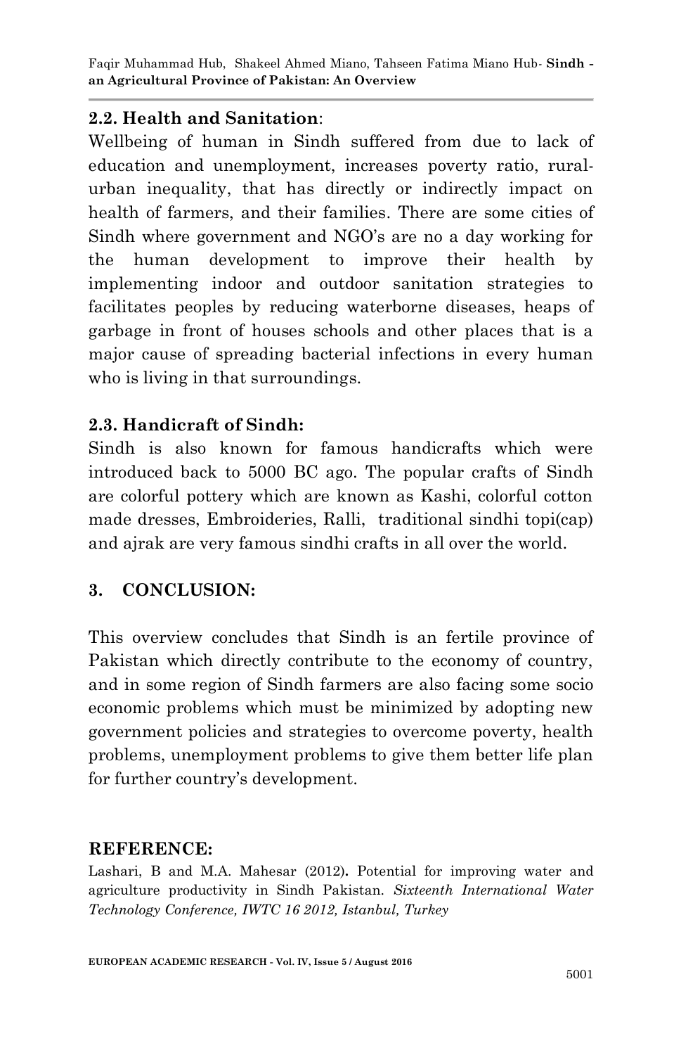### 2.2. Health and Sanitation:

Wellbeing of human in Sindh suffered from due to lack of education and unemployment, increases poverty ratio, rural-urban inequality, that has directly or indirectly impact on health of farmers, and their families. There are some cities of Sindh where government and NGO's are no a day working for the human development to improve their health by implementing indoor and outdoor sanitation strategies to facilitates peoples by reducing waterborne diseases, heaps of garbage in front of houses schools and other places that is a major cause of spreading bacterial infections in every human who is living in that surroundings.

### 2.3. Handicraft of Sindh:

Sindh is also known for famous handicrafts which were introduced back to 5000 BC ago. The popular crafts of Sindh are colorful pottery which are known as Kashi, colorful cotton made dresses, Embroideries, Ralli, traditional sindhi topi(cap) and ajrak are very famous sindhi crafts in all over the world.

## 3. CONCLUSION:

This overview concludes that Sindh is an fertile province of Pakistan which directly contribute to the economy of country, and in some region of Sindh farmers are also facing some socio economic problems which must be minimized by adopting new government policies and strategies to overcome poverty, health problems, unemployment problems to give them better life plan for further country's development.

## REFERENCE:

Lashari, B and M.A. Mahesar (2012). Potential for improving water and agriculture productivity in Sindh Pakistan. *Sixteenth International Water Technology Conference, IWTC 16 2012, Istanbul, Turkey*